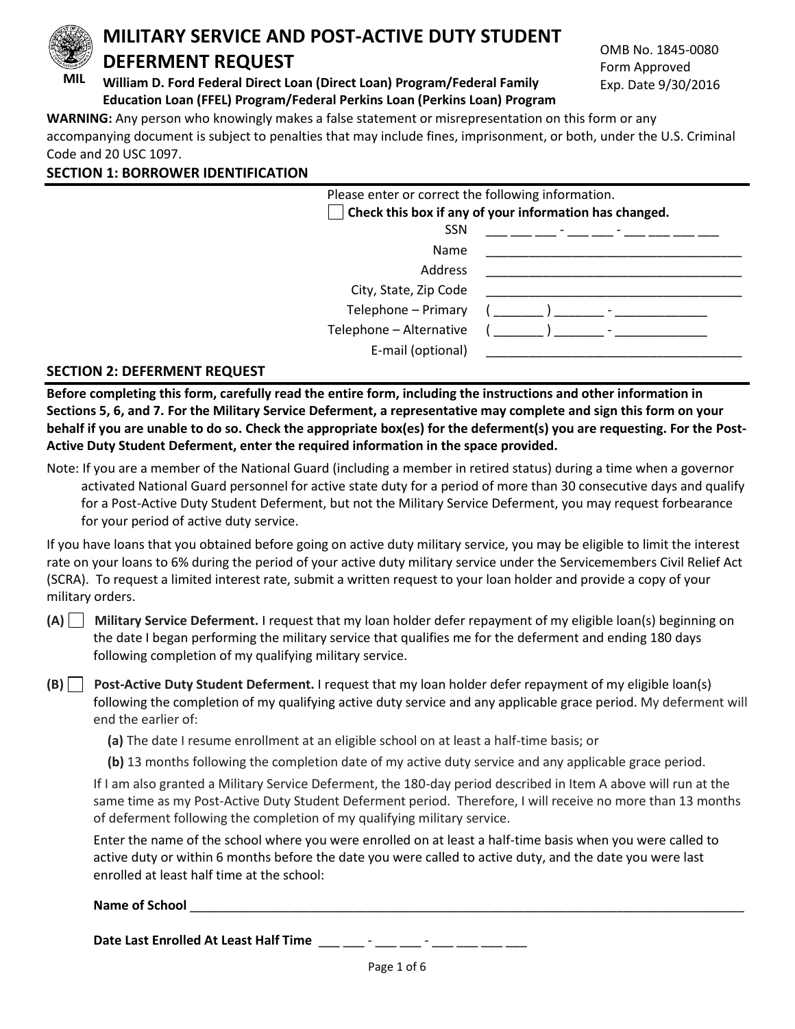# MILITARY SERVICE AND POST-ACTIVE DUTY STUDENT DEFERMENT REQUEST

MIL

**William D. Ford Federal Direct Loan (Direct Loan) Program/Federal Family Education Loan (FFEL) Program/Federal Perkins Loan (Perkins Loan) Program**

OMB No. 1845-0080
Form Approved
Exp. Date 9/30/2016

**WARNING:** Any person who knowingly makes a false statement or misrepresentation on this form or any accompanying document is subject to penalties that may include fines, imprisonment, or both, under the U.S. Criminal Code and 20 USC 1097.

## SECTION 1: BORROWER IDENTIFICATION

Please enter or correct the following information.

☐ **Check this box if any of your information has changed.**

SSN ___ ___ ___ - ___ ___ - ___ ___ ___ ___

Name ____________________________________

Address ____________________________________

City, State, Zip Code ____________________________________

Telephone – Primary ( _______ ) _______ - _____________

Telephone – Alternative ( _______ ) _______ - _____________

E-mail (optional) ____________________________________

## SECTION 2: DEFERMENT REQUEST

**Before completing this form, carefully read the entire form, including the instructions and other information in Sections 5, 6, and 7. For the Military Service Deferment, a representative may complete and sign this form on your behalf if you are unable to do so. Check the appropriate box(es) for the deferment(s) you are requesting. For the Post-Active Duty Student Deferment, enter the required information in the space provided.**

Note: If you are a member of the National Guard (including a member in retired status) during a time when a governor activated National Guard personnel for active state duty for a period of more than 30 consecutive days and qualify for a Post-Active Duty Student Deferment, but not the Military Service Deferment, you may request forbearance for your period of active duty service.

If you have loans that you obtained before going on active duty military service, you may be eligible to limit the interest rate on your loans to 6% during the period of your active duty military service under the Servicemembers Civil Relief Act (SCRA). To request a limited interest rate, submit a written request to your loan holder and provide a copy of your military orders.

**(A)** ☐ **Military Service Deferment.** I request that my loan holder defer repayment of my eligible loan(s) beginning on the date I began performing the military service that qualifies me for the deferment and ending 180 days following completion of my qualifying military service.

**(B)** ☐ **Post-Active Duty Student Deferment.** I request that my loan holder defer repayment of my eligible loan(s) following the completion of my qualifying active duty service and any applicable grace period. My deferment will end the earlier of:

- **(a)** The date I resume enrollment at an eligible school on at least a half-time basis; or
- **(b)** 13 months following the completion date of my active duty service and any applicable grace period.

If I am also granted a Military Service Deferment, the 180-day period described in Item A above will run at the same time as my Post-Active Duty Student Deferment period. Therefore, I will receive no more than 13 months of deferment following the completion of my qualifying military service.

Enter the name of the school where you were enrolled on at least a half-time basis when you were called to active duty or within 6 months before the date you were called to active duty, and the date you were last enrolled at least half time at the school:

**Name of School** ________________________________________________________________________________

**Date Last Enrolled At Least Half Time** ___ ___ - ___ ___ - ___ ___ ___ ___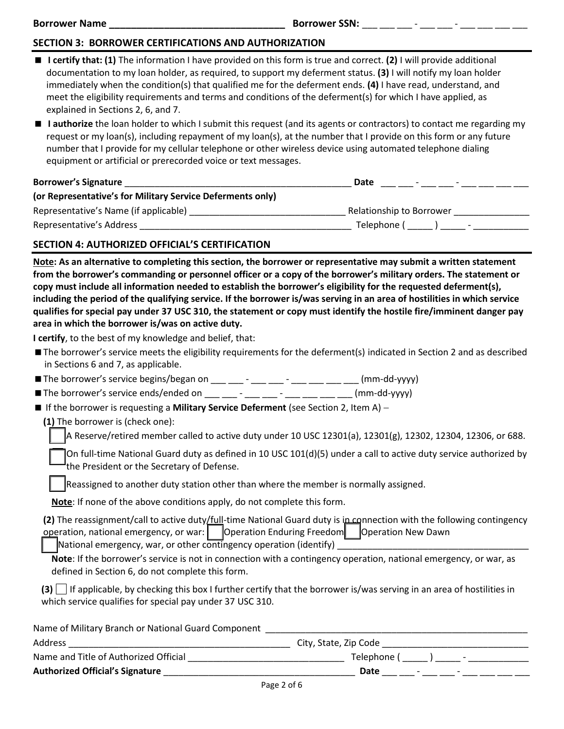**Borrower Name** ________________________________ **Borrower SSN:** ___ ___ ___ - ___ ___ - ___ ___ ___ ___

## SECTION 3: BORROWER CERTIFICATIONS AND AUTHORIZATION

- **I certify that: (1)** The information I have provided on this form is true and correct. **(2)** I will provide additional documentation to my loan holder, as required, to support my deferment status. **(3)** I will notify my loan holder immediately when the condition(s) that qualified me for the deferment ends. **(4)** I have read, understand, and meet the eligibility requirements and terms and conditions of the deferment(s) for which I have applied, as explained in Sections 2, 6, and 7.
- **I authorize** the loan holder to which I submit this request (and its agents or contractors) to contact me regarding my request or my loan(s), including repayment of my loan(s), at the number that I provide on this form or any future number that I provide for my cellular telephone or other wireless device using automated telephone dialing equipment or artificial or prerecorded voice or text messages.

**Borrower's Signature** ______________________________________________ **Date** ___ ___ - ___ ___ - ___ ___ ___ ___

**(or Representative's for Military Service Deferments only)**

Representative's Name (if applicable) ______________________________ Relationship to Borrower _______________

Representative's Address _________________________________________ Telephone ( _____ ) _____ - ___________

## SECTION 4: AUTHORIZED OFFICIAL'S CERTIFICATION

**Note: As an alternative to completing this section, the borrower or representative may submit a written statement from the borrower's commanding or personnel officer or a copy of the borrower's military orders. The statement or copy must include all information needed to establish the borrower's eligibility for the requested deferment(s), including the period of the qualifying service. If the borrower is/was serving in an area of hostilities in which service qualifies for special pay under 37 USC 310, the statement or copy must identify the hostile fire/imminent danger pay area in which the borrower is/was on active duty.**

**I certify**, to the best of my knowledge and belief, that:

- The borrower's service meets the eligibility requirements for the deferment(s) indicated in Section 2 and as described in Sections 6 and 7, as applicable.
- The borrower's service begins/began on ___ ___ - ___ ___ - ___ ___ ___ ___ (mm-dd-yyyy)
- The borrower's service ends/ended on ___ ___ - ___ ___ - ___ ___ ___ ___ (mm-dd-yyyy)
- If the borrower is requesting a **Military Service Deferment** (see Section 2, Item A) –

**(1)** The borrower is (check one):

☐ A Reserve/retired member called to active duty under 10 USC 12301(a), 12301(g), 12302, 12304, 12306, or 688.

☐ On full-time National Guard duty as defined in 10 USC 101(d)(5) under a call to active duty service authorized by the President or the Secretary of Defense.

☐ Reassigned to another duty station other than where the member is normally assigned.

**Note**: If none of the above conditions apply, do not complete this form.

**(2)** The reassignment/call to active duty/full-time National Guard duty is in connection with the following contingency operation, national emergency, or war: ☐ Operation Enduring Freedom ☐ Operation New Dawn

☐ National emergency, war, or other contingency operation (identify) ______________________________________

**Note**: If the borrower's service is not in connection with a contingency operation, national emergency, or war, as defined in Section 6, do not complete this form.

**(3)** ☐ If applicable, by checking this box I further certify that the borrower is/was serving in an area of hostilities in which service qualifies for special pay under 37 USC 310.

Name of Military Branch or National Guard Component ____________________________________________________

Address _____________________________________________ City, State, Zip Code _____________________________

Name and Title of Authorized Official ______________________________ Telephone ( _____ ) _____ - ____________

**Authorized Official's Signature** ______________________________________ **Date** ___ ___ - ___ ___ - ___ ___ ___ ___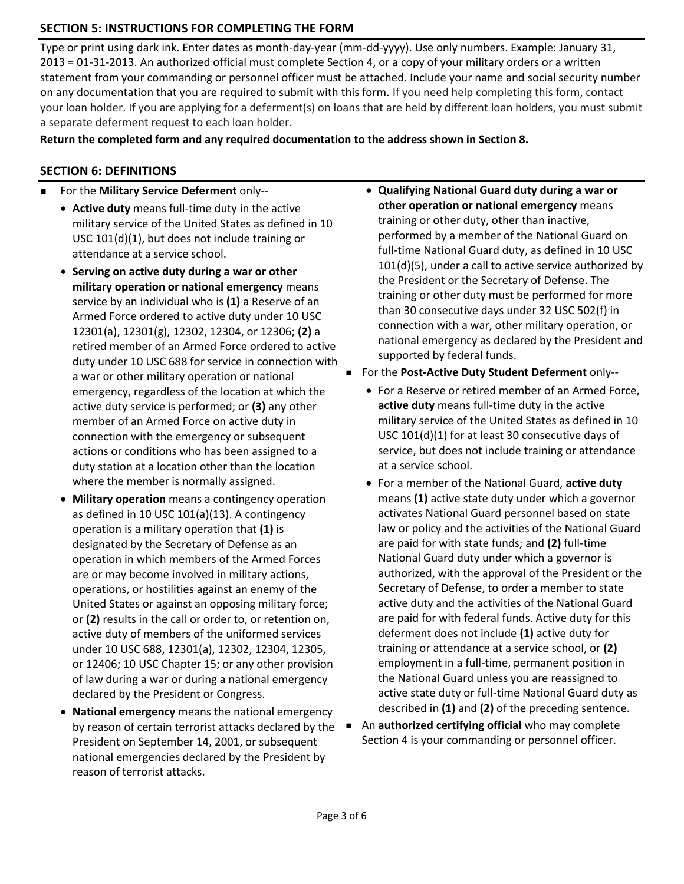## SECTION 5: INSTRUCTIONS FOR COMPLETING THE FORM

Type or print using dark ink. Enter dates as month-day-year (mm-dd-yyyy). Use only numbers. Example: January 31, 2013 = 01-31-2013. An authorized official must complete Section 4, or a copy of your military orders or a written statement from your commanding or personnel officer must be attached. Include your name and social security number on any documentation that you are required to submit with this form. If you need help completing this form, contact your loan holder. If you are applying for a deferment(s) on loans that are held by different loan holders, you must submit a separate deferment request to each loan holder.

**Return the completed form and any required documentation to the address shown in Section 8.**

## SECTION 6: DEFINITIONS

- For the **Military Service Deferment** only--
  - **Active duty** means full-time duty in the active military service of the United States as defined in 10 USC 101(d)(1), but does not include training or attendance at a service school.
  - **Serving on active duty during a war or other military operation or national emergency** means service by an individual who is **(1)** a Reserve of an Armed Force ordered to active duty under 10 USC 12301(a), 12301(g), 12302, 12304, or 12306; **(2)** a retired member of an Armed Force ordered to active duty under 10 USC 688 for service in connection with a war or other military operation or national emergency, regardless of the location at which the active duty service is performed; or **(3)** any other member of an Armed Force on active duty in connection with the emergency or subsequent actions or conditions who has been assigned to a duty station at a location other than the location where the member is normally assigned.
  - **Military operation** means a contingency operation as defined in 10 USC 101(a)(13). A contingency operation is a military operation that **(1)** is designated by the Secretary of Defense as an operation in which members of the Armed Forces are or may become involved in military actions, operations, or hostilities against an enemy of the United States or against an opposing military force; or **(2)** results in the call or order to, or retention on, active duty of members of the uniformed services under 10 USC 688, 12301(a), 12302, 12304, 12305, or 12406; 10 USC Chapter 15; or any other provision of law during a war or during a national emergency declared by the President or Congress.
  - **National emergency** means the national emergency by reason of certain terrorist attacks declared by the President on September 14, 2001, or subsequent national emergencies declared by the President by reason of terrorist attacks.
  - **Qualifying National Guard duty during a war or other operation or national emergency** means training or other duty, other than inactive, performed by a member of the National Guard on full-time National Guard duty, as defined in 10 USC 101(d)(5), under a call to active service authorized by the President or the Secretary of Defense. The training or other duty must be performed for more than 30 consecutive days under 32 USC 502(f) in connection with a war, other military operation, or national emergency as declared by the President and supported by federal funds.
- For the **Post-Active Duty Student Deferment** only--
  - For a Reserve or retired member of an Armed Force, **active duty** means full-time duty in the active military service of the United States as defined in 10 USC 101(d)(1) for at least 30 consecutive days of service, but does not include training or attendance at a service school.
  - For a member of the National Guard, **active duty** means **(1)** active state duty under which a governor activates National Guard personnel based on state law or policy and the activities of the National Guard are paid for with state funds; and **(2)** full-time National Guard duty under which a governor is authorized, with the approval of the President or the Secretary of Defense, to order a member to state active duty and the activities of the National Guard are paid for with federal funds. Active duty for this deferment does not include **(1)** active duty for training or attendance at a service school, or **(2)** employment in a full-time, permanent position in the National Guard unless you are reassigned to active state duty or full-time National Guard duty as described in **(1)** and **(2)** of the preceding sentence.
- An **authorized certifying official** who may complete Section 4 is your commanding or personnel officer.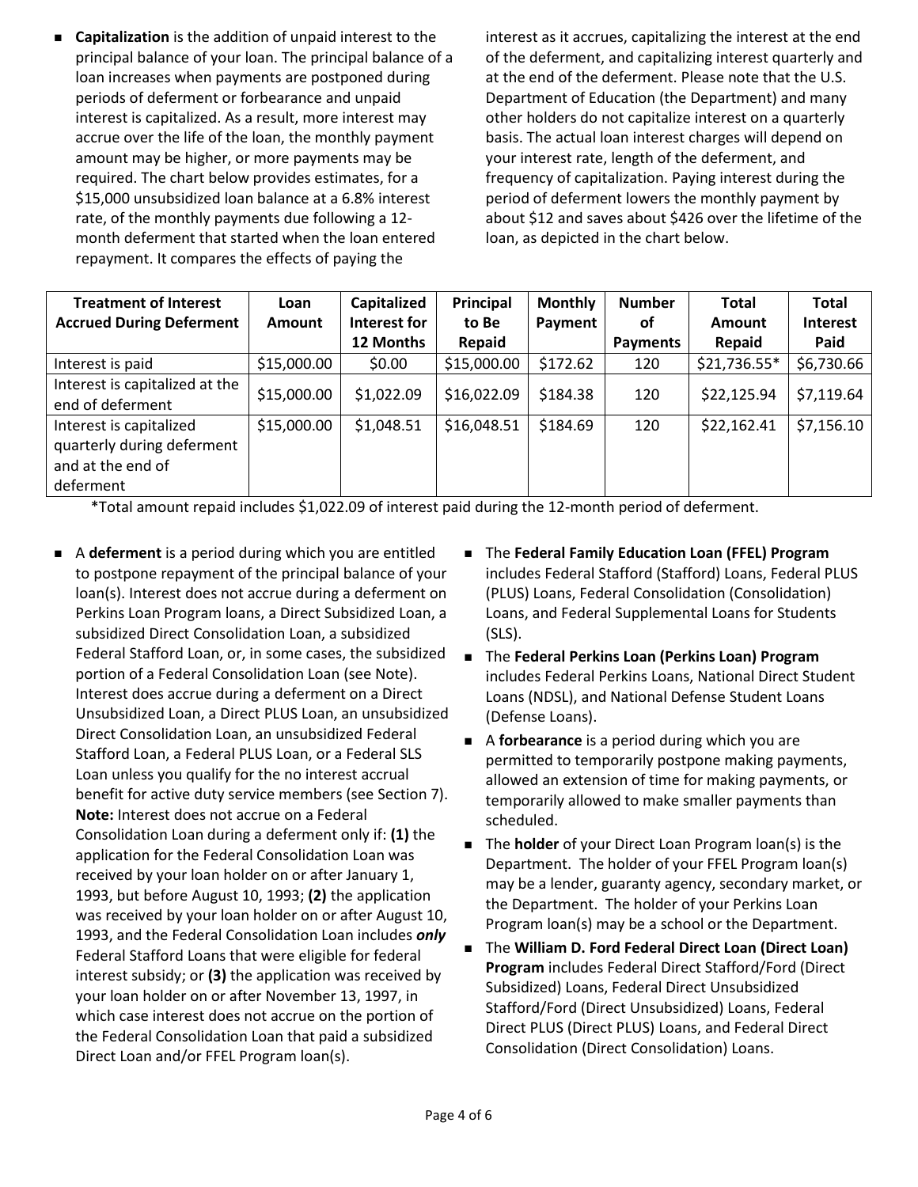- **Capitalization** is the addition of unpaid interest to the principal balance of your loan. The principal balance of a loan increases when payments are postponed during periods of deferment or forbearance and unpaid interest is capitalized. As a result, more interest may accrue over the life of the loan, the monthly payment amount may be higher, or more payments may be required. The chart below provides estimates, for a $15,000 unsubsidized loan balance at a 6.8% interest rate, of the monthly payments due following a 12-month deferment that started when the loan entered repayment. It compares the effects of paying the interest as it accrues, capitalizing the interest at the end of the deferment, and capitalizing interest quarterly and at the end of the deferment. Please note that the U.S. Department of Education (the Department) and many other holders do not capitalize interest on a quarterly basis. The actual loan interest charges will depend on your interest rate, length of the deferment, and frequency of capitalization. Paying interest during the period of deferment lowers the monthly payment by about $12 and saves about $426 over the lifetime of the loan, as depicted in the chart below.

| Treatment of Interest Accrued During Deferment | Loan Amount | Capitalized Interest for 12 Months | Principal to Be Repaid | Monthly Payment | Number of Payments | Total Amount Repaid | Total Interest Paid |
|---|---|---|---|---|---|---|---|
| Interest is paid | $15,000.00 | $0.00 | $15,000.00 | $172.62 | 120 | $21,736.55* | $6,730.66 |
| Interest is capitalized at the end of deferment | $15,000.00 | $1,022.09 | $16,022.09 | $184.38 | 120 | $22,125.94 | $7,119.64 |
| Interest is capitalized quarterly during deferment and at the end of deferment | $15,000.00 | $1,048.51 | $16,048.51 | $184.69 | 120 | $22,162.41 | $7,156.10 |

*Total amount repaid includes $1,022.09 of interest paid during the 12-month period of deferment.

- A **deferment** is a period during which you are entitled to postpone repayment of the principal balance of your loan(s). Interest does not accrue during a deferment on Perkins Loan Program loans, a Direct Subsidized Loan, a subsidized Direct Consolidation Loan, a subsidized Federal Stafford Loan, or, in some cases, the subsidized portion of a Federal Consolidation Loan (see Note). Interest does accrue during a deferment on a Direct Unsubsidized Loan, a Direct PLUS Loan, an unsubsidized Direct Consolidation Loan, an unsubsidized Federal Stafford Loan, a Federal PLUS Loan, or a Federal SLS Loan unless you qualify for the no interest accrual benefit for active duty service members (see Section 7). **Note:** Interest does not accrue on a Federal Consolidation Loan during a deferment only if: **(1)** the application for the Federal Consolidation Loan was received by your loan holder on or after January 1, 1993, but before August 10, 1993; **(2)** the application was received by your loan holder on or after August 10, 1993, and the Federal Consolidation Loan includes ***only*** Federal Stafford Loans that were eligible for federal interest subsidy; or **(3)** the application was received by your loan holder on or after November 13, 1997, in which case interest does not accrue on the portion of the Federal Consolidation Loan that paid a subsidized Direct Loan and/or FFEL Program loan(s).
- The **Federal Family Education Loan (FFEL) Program** includes Federal Stafford (Stafford) Loans, Federal PLUS (PLUS) Loans, Federal Consolidation (Consolidation) Loans, and Federal Supplemental Loans for Students (SLS).
- The **Federal Perkins Loan (Perkins Loan) Program** includes Federal Perkins Loans, National Direct Student Loans (NDSL), and National Defense Student Loans (Defense Loans).
- A **forbearance** is a period during which you are permitted to temporarily postpone making payments, allowed an extension of time for making payments, or temporarily allowed to make smaller payments than scheduled.
- The **holder** of your Direct Loan Program loan(s) is the Department. The holder of your FFEL Program loan(s) may be a lender, guaranty agency, secondary market, or the Department. The holder of your Perkins Loan Program loan(s) may be a school or the Department.
- The **William D. Ford Federal Direct Loan (Direct Loan) Program** includes Federal Direct Stafford/Ford (Direct Subsidized) Loans, Federal Direct Unsubsidized Stafford/Ford (Direct Unsubsidized) Loans, Federal Direct PLUS (Direct PLUS) Loans, and Federal Direct Consolidation (Direct Consolidation) Loans.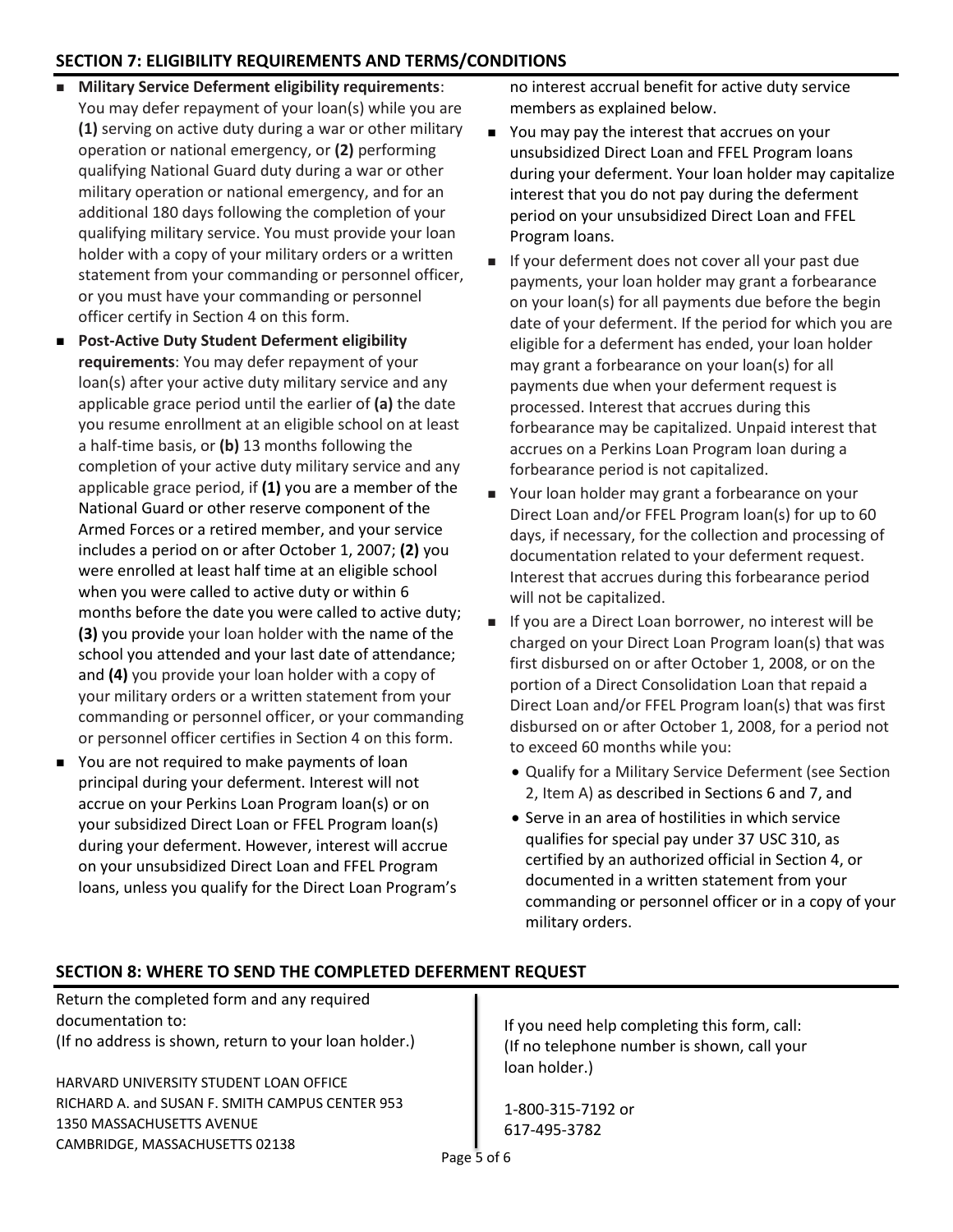## SECTION 7: ELIGIBILITY REQUIREMENTS AND TERMS/CONDITIONS

- **Military Service Deferment eligibility requirements**: You may defer repayment of your loan(s) while you are **(1)** serving on active duty during a war or other military operation or national emergency, or **(2)** performing qualifying National Guard duty during a war or other military operation or national emergency, and for an additional 180 days following the completion of your qualifying military service. You must provide your loan holder with a copy of your military orders or a written statement from your commanding or personnel officer, or you must have your commanding or personnel officer certify in Section 4 on this form.
- **Post-Active Duty Student Deferment eligibility requirements**: You may defer repayment of your loan(s) after your active duty military service and any applicable grace period until the earlier of **(a)** the date you resume enrollment at an eligible school on at least a half-time basis, or **(b)** 13 months following the completion of your active duty military service and any applicable grace period, if **(1)** you are a member of the National Guard or other reserve component of the Armed Forces or a retired member, and your service includes a period on or after October 1, 2007; **(2)** you were enrolled at least half time at an eligible school when you were called to active duty or within 6 months before the date you were called to active duty; **(3)** you provide your loan holder with the name of the school you attended and your last date of attendance; and **(4)** you provide your loan holder with a copy of your military orders or a written statement from your commanding or personnel officer, or your commanding or personnel officer certifies in Section 4 on this form.
- You are not required to make payments of loan principal during your deferment. Interest will not accrue on your Perkins Loan Program loan(s) or on your subsidized Direct Loan or FFEL Program loan(s) during your deferment. However, interest will accrue on your unsubsidized Direct Loan and FFEL Program loans, unless you qualify for the Direct Loan Program's no interest accrual benefit for active duty service members as explained below.
- You may pay the interest that accrues on your unsubsidized Direct Loan and FFEL Program loans during your deferment. Your loan holder may capitalize interest that you do not pay during the deferment period on your unsubsidized Direct Loan and FFEL Program loans.
- If your deferment does not cover all your past due payments, your loan holder may grant a forbearance on your loan(s) for all payments due before the begin date of your deferment. If the period for which you are eligible for a deferment has ended, your loan holder may grant a forbearance on your loan(s) for all payments due when your deferment request is processed. Interest that accrues during this forbearance may be capitalized. Unpaid interest that accrues on a Perkins Loan Program loan during a forbearance period is not capitalized.
- Your loan holder may grant a forbearance on your Direct Loan and/or FFEL Program loan(s) for up to 60 days, if necessary, for the collection and processing of documentation related to your deferment request. Interest that accrues during this forbearance period will not be capitalized.
- If you are a Direct Loan borrower, no interest will be charged on your Direct Loan Program loan(s) that was first disbursed on or after October 1, 2008, or on the portion of a Direct Consolidation Loan that repaid a Direct Loan and/or FFEL Program loan(s) that was first disbursed on or after October 1, 2008, for a period not to exceed 60 months while you:
  - Qualify for a Military Service Deferment (see Section 2, Item A) as described in Sections 6 and 7, and
  - Serve in an area of hostilities in which service qualifies for special pay under 37 USC 310, as certified by an authorized official in Section 4, or documented in a written statement from your commanding or personnel officer or in a copy of your military orders.

## SECTION 8: WHERE TO SEND THE COMPLETED DEFERMENT REQUEST

Return the completed form and any required documentation to:
(If no address is shown, return to your loan holder.)

HARVARD UNIVERSITY STUDENT LOAN OFFICE
RICHARD A. and SUSAN F. SMITH CAMPUS CENTER 953
1350 MASSACHUSETTS AVENUE
CAMBRIDGE, MASSACHUSETTS 02138

If you need help completing this form, call:
(If no telephone number is shown, call your loan holder.)

1-800-315-7192 or
617-495-3782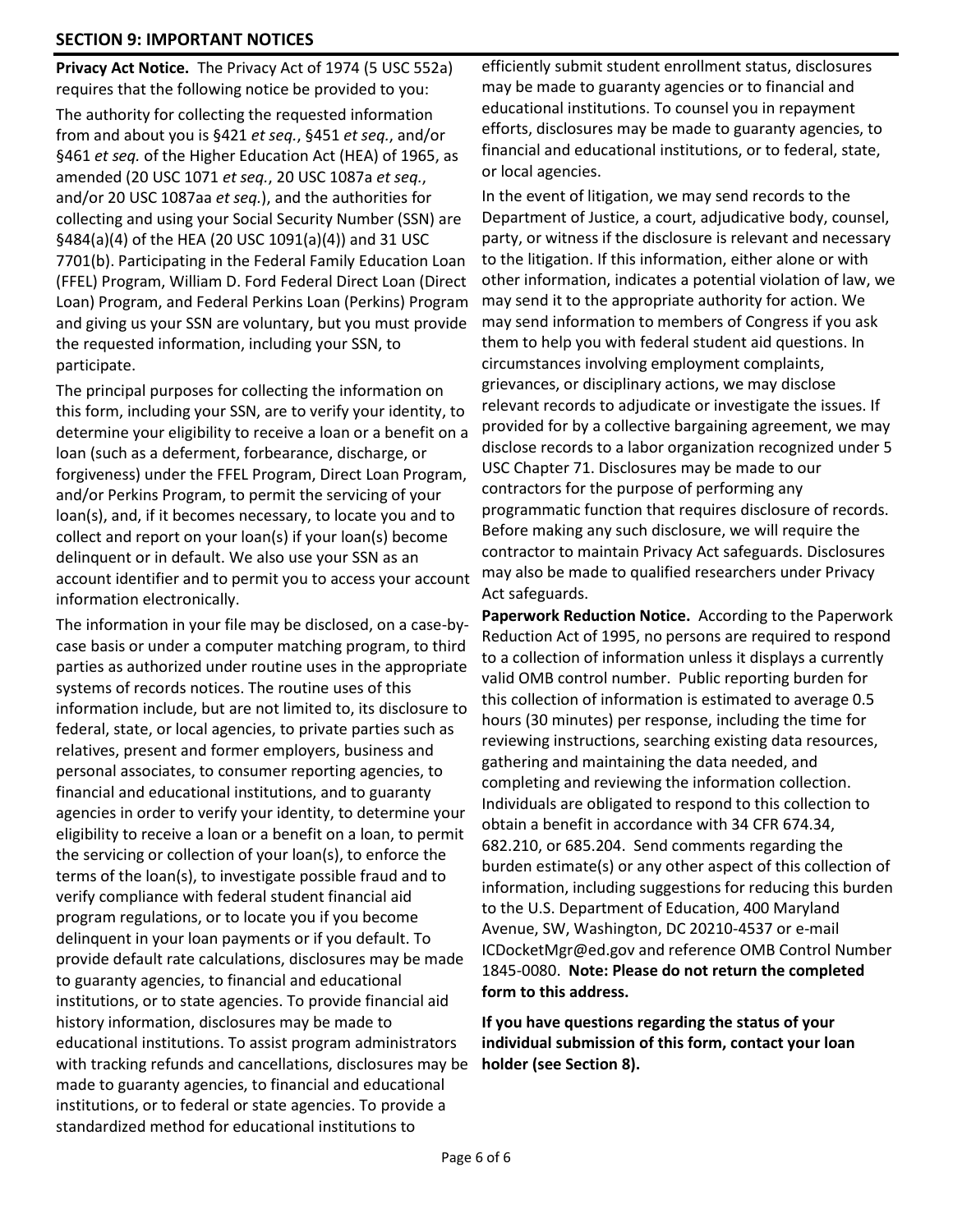## SECTION 9: IMPORTANT NOTICES

**Privacy Act Notice.** The Privacy Act of 1974 (5 USC 552a) requires that the following notice be provided to you:

The authority for collecting the requested information from and about you is §421 *et seq.*, §451 *et seq.*, and/or §461 *et seq.* of the Higher Education Act (HEA) of 1965, as amended (20 USC 1071 *et seq.*, 20 USC 1087a *et seq.*, and/or 20 USC 1087aa *et seq.*), and the authorities for collecting and using your Social Security Number (SSN) are §484(a)(4) of the HEA (20 USC 1091(a)(4)) and 31 USC 7701(b). Participating in the Federal Family Education Loan (FFEL) Program, William D. Ford Federal Direct Loan (Direct Loan) Program, and Federal Perkins Loan (Perkins) Program and giving us your SSN are voluntary, but you must provide the requested information, including your SSN, to participate.

The principal purposes for collecting the information on this form, including your SSN, are to verify your identity, to determine your eligibility to receive a loan or a benefit on a loan (such as a deferment, forbearance, discharge, or forgiveness) under the FFEL Program, Direct Loan Program, and/or Perkins Program, to permit the servicing of your loan(s), and, if it becomes necessary, to locate you and to collect and report on your loan(s) if your loan(s) become delinquent or in default. We also use your SSN as an account identifier and to permit you to access your account information electronically.

The information in your file may be disclosed, on a case-by-case basis or under a computer matching program, to third parties as authorized under routine uses in the appropriate systems of records notices. The routine uses of this information include, but are not limited to, its disclosure to federal, state, or local agencies, to private parties such as relatives, present and former employers, business and personal associates, to consumer reporting agencies, to financial and educational institutions, and to guaranty agencies in order to verify your identity, to determine your eligibility to receive a loan or a benefit on a loan, to permit the servicing or collection of your loan(s), to enforce the terms of the loan(s), to investigate possible fraud and to verify compliance with federal student financial aid program regulations, or to locate you if you become delinquent in your loan payments or if you default. To provide default rate calculations, disclosures may be made to guaranty agencies, to financial and educational institutions, or to state agencies. To provide financial aid history information, disclosures may be made to educational institutions. To assist program administrators with tracking refunds and cancellations, disclosures may be made to guaranty agencies, to financial and educational institutions, or to federal or state agencies. To provide a standardized method for educational institutions to efficiently submit student enrollment status, disclosures may be made to guaranty agencies or to financial and educational institutions. To counsel you in repayment efforts, disclosures may be made to guaranty agencies, to financial and educational institutions, or to federal, state, or local agencies.

In the event of litigation, we may send records to the Department of Justice, a court, adjudicative body, counsel, party, or witness if the disclosure is relevant and necessary to the litigation. If this information, either alone or with other information, indicates a potential violation of law, we may send it to the appropriate authority for action. We may send information to members of Congress if you ask them to help you with federal student aid questions. In circumstances involving employment complaints, grievances, or disciplinary actions, we may disclose relevant records to adjudicate or investigate the issues. If provided for by a collective bargaining agreement, we may disclose records to a labor organization recognized under 5 USC Chapter 71. Disclosures may be made to our contractors for the purpose of performing any programmatic function that requires disclosure of records. Before making any such disclosure, we will require the contractor to maintain Privacy Act safeguards. Disclosures may also be made to qualified researchers under Privacy Act safeguards.

**Paperwork Reduction Notice.** According to the Paperwork Reduction Act of 1995, no persons are required to respond to a collection of information unless it displays a currently valid OMB control number. Public reporting burden for this collection of information is estimated to average 0.5 hours (30 minutes) per response, including the time for reviewing instructions, searching existing data resources, gathering and maintaining the data needed, and completing and reviewing the information collection. Individuals are obligated to respond to this collection to obtain a benefit in accordance with 34 CFR 674.34, 682.210, or 685.204. Send comments regarding the burden estimate(s) or any other aspect of this collection of information, including suggestions for reducing this burden to the U.S. Department of Education, 400 Maryland Avenue, SW, Washington, DC 20210-4537 or e-mail ICDocketMgr@ed.gov and reference OMB Control Number 1845-0080. **Note: Please do not return the completed form to this address.**

**If you have questions regarding the status of your individual submission of this form, contact your loan holder (see Section 8).**